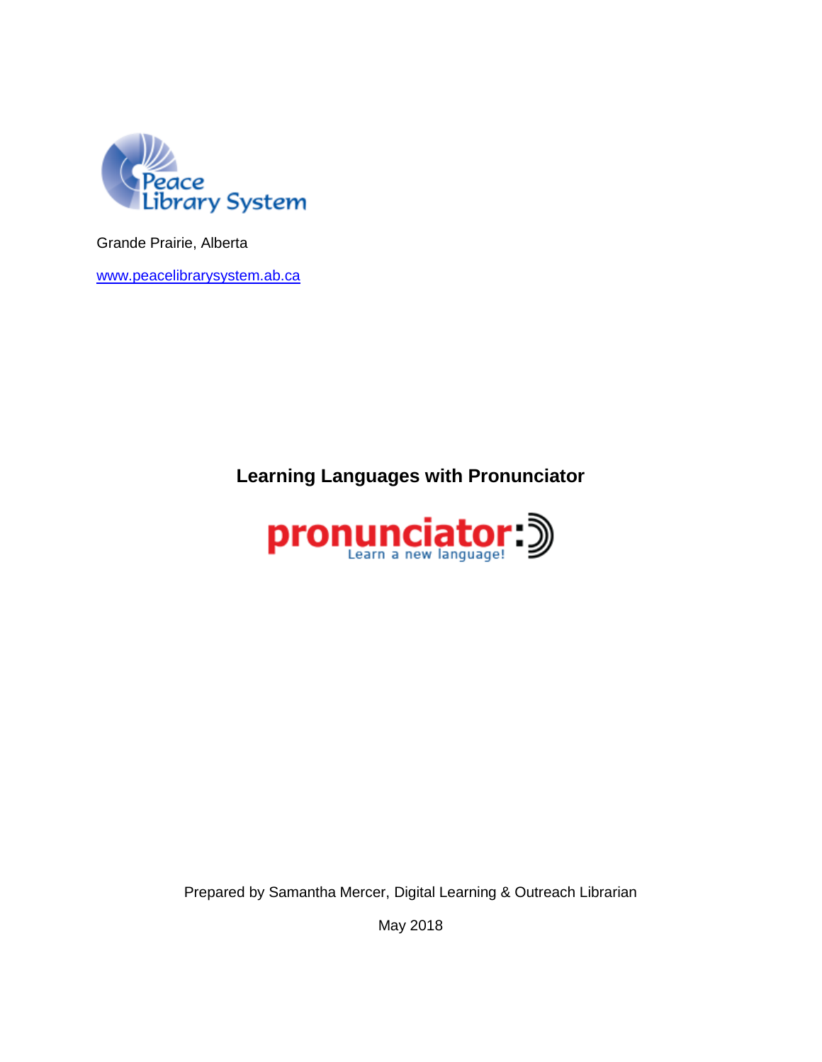Peace Library System

Grande Prairie, Alberta

www.peacelibrarysystem.ab.ca

# Learning Languages with Pronunciator

pronunciator: Learn a new language!

Prepared by Samantha Mercer, Digital Learning & Outreach Librarian

May 2018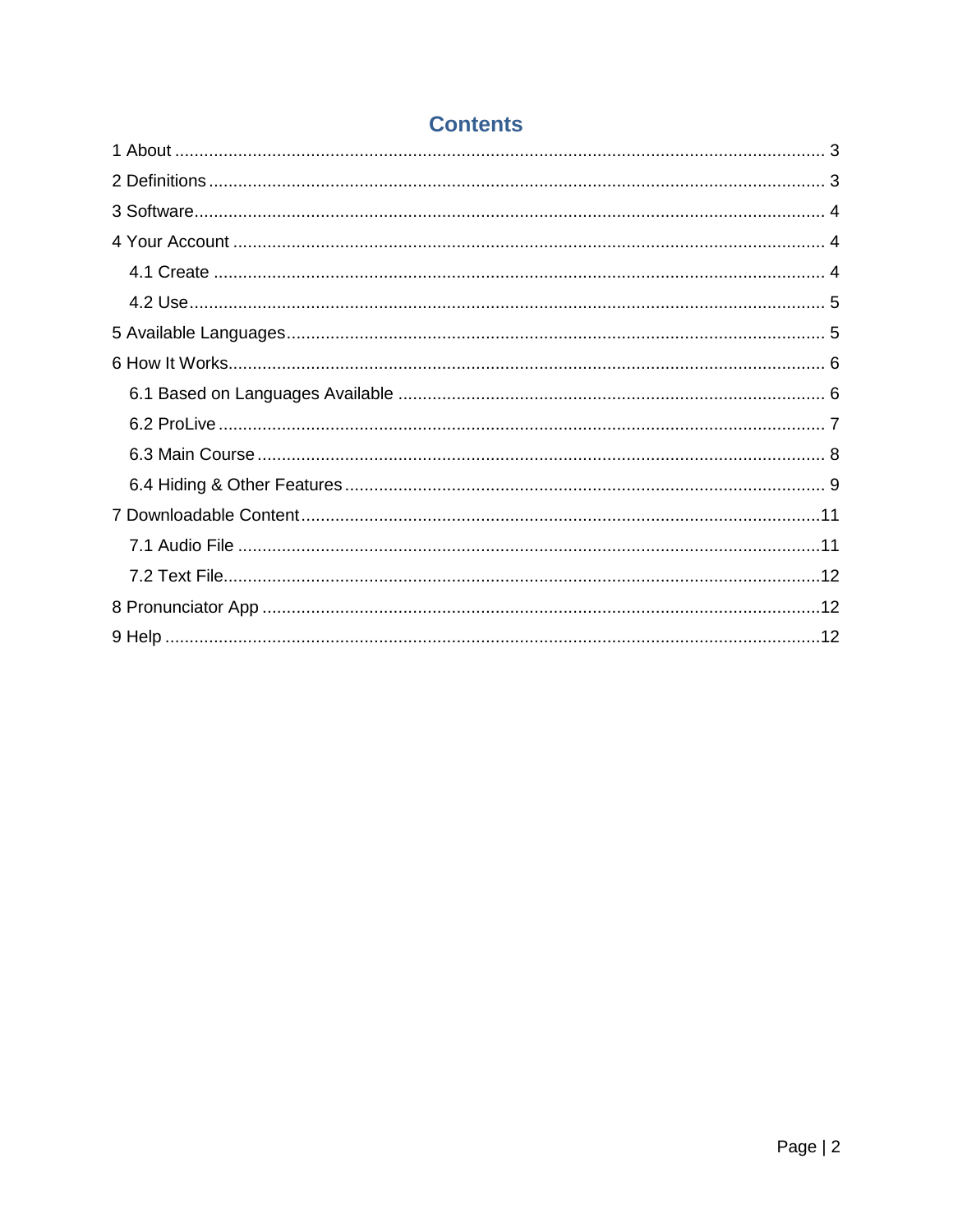# Contents

- 1 About ..... 3
- 2 Definitions ..... 3
- 3 Software ..... 4
- 4 Your Account ..... 4
  - 4.1 Create ..... 4
  - 4.2 Use ..... 5
- 5 Available Languages ..... 5
- 6 How It Works ..... 6
  - 6.1 Based on Languages Available ..... 6
  - 6.2 ProLive ..... 7
  - 6.3 Main Course ..... 8
  - 6.4 Hiding & Other Features ..... 9
- 7 Downloadable Content ..... 11
  - 7.1 Audio File ..... 11
  - 7.2 Text File ..... 12
- 8 Pronunciator App ..... 12
- 9 Help ..... 12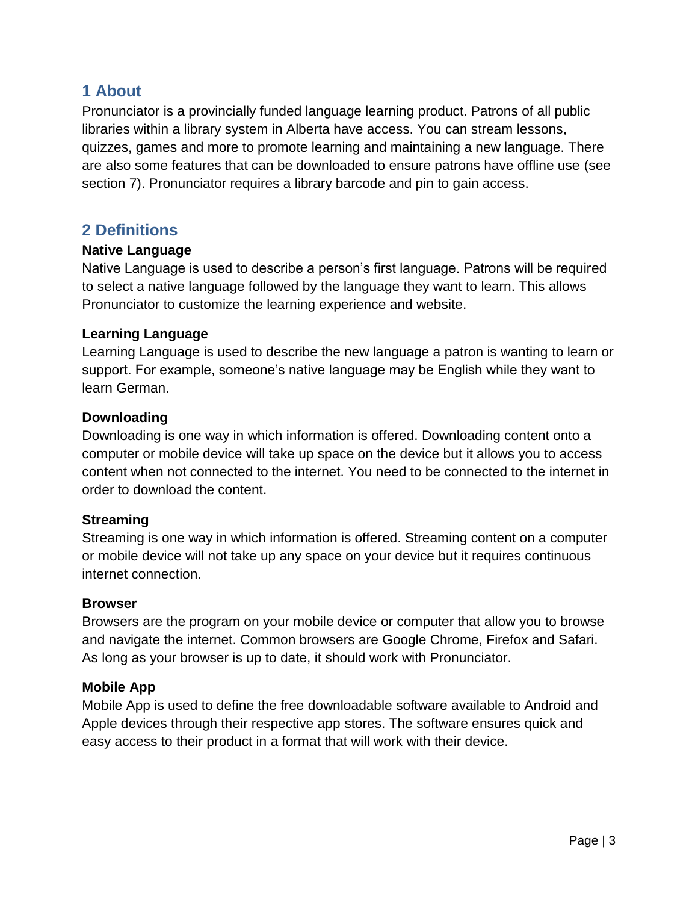## 1 About

Pronunciator is a provincially funded language learning product. Patrons of all public libraries within a library system in Alberta have access. You can stream lessons, quizzes, games and more to promote learning and maintaining a new language. There are also some features that can be downloaded to ensure patrons have offline use (see section 7). Pronunciator requires a library barcode and pin to gain access.

## 2 Definitions

**Native Language**

Native Language is used to describe a person's first language. Patrons will be required to select a native language followed by the language they want to learn. This allows Pronunciator to customize the learning experience and website.

**Learning Language**

Learning Language is used to describe the new language a patron is wanting to learn or support. For example, someone's native language may be English while they want to learn German.

**Downloading**

Downloading is one way in which information is offered. Downloading content onto a computer or mobile device will take up space on the device but it allows you to access content when not connected to the internet. You need to be connected to the internet in order to download the content.

**Streaming**

Streaming is one way in which information is offered. Streaming content on a computer or mobile device will not take up any space on your device but it requires continuous internet connection.

**Browser**

Browsers are the program on your mobile device or computer that allow you to browse and navigate the internet. Common browsers are Google Chrome, Firefox and Safari. As long as your browser is up to date, it should work with Pronunciator.

**Mobile App**

Mobile App is used to define the free downloadable software available to Android and Apple devices through their respective app stores. The software ensures quick and easy access to their product in a format that will work with their device.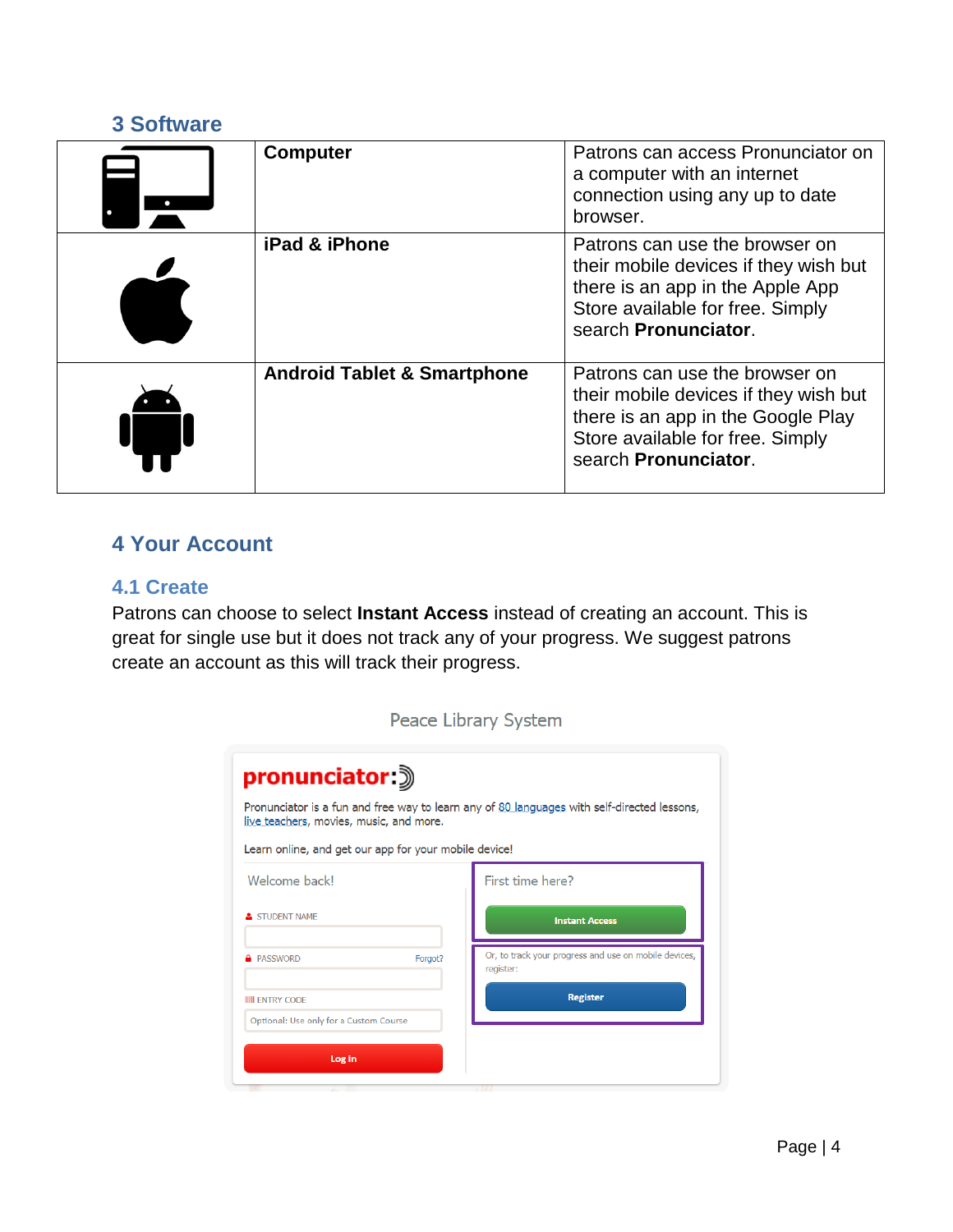## 3 Software

| | | |
|---|---|---|
| | **Computer** | Patrons can access Pronunciator on a computer with an internet connection using any up to date browser. |
| | **iPad & iPhone** | Patrons can use the browser on their mobile devices if they wish but there is an app in the Apple App Store available for free. Simply search **Pronunciator**. |
| | **Android Tablet & Smartphone** | Patrons can use the browser on their mobile devices if they wish but there is an app in the Google Play Store available for free. Simply search **Pronunciator**. |

## 4 Your Account

### 4.1 Create

Patrons can choose to select **Instant Access** instead of creating an account. This is great for single use but it does not track any of your progress. We suggest patrons create an account as this will track their progress.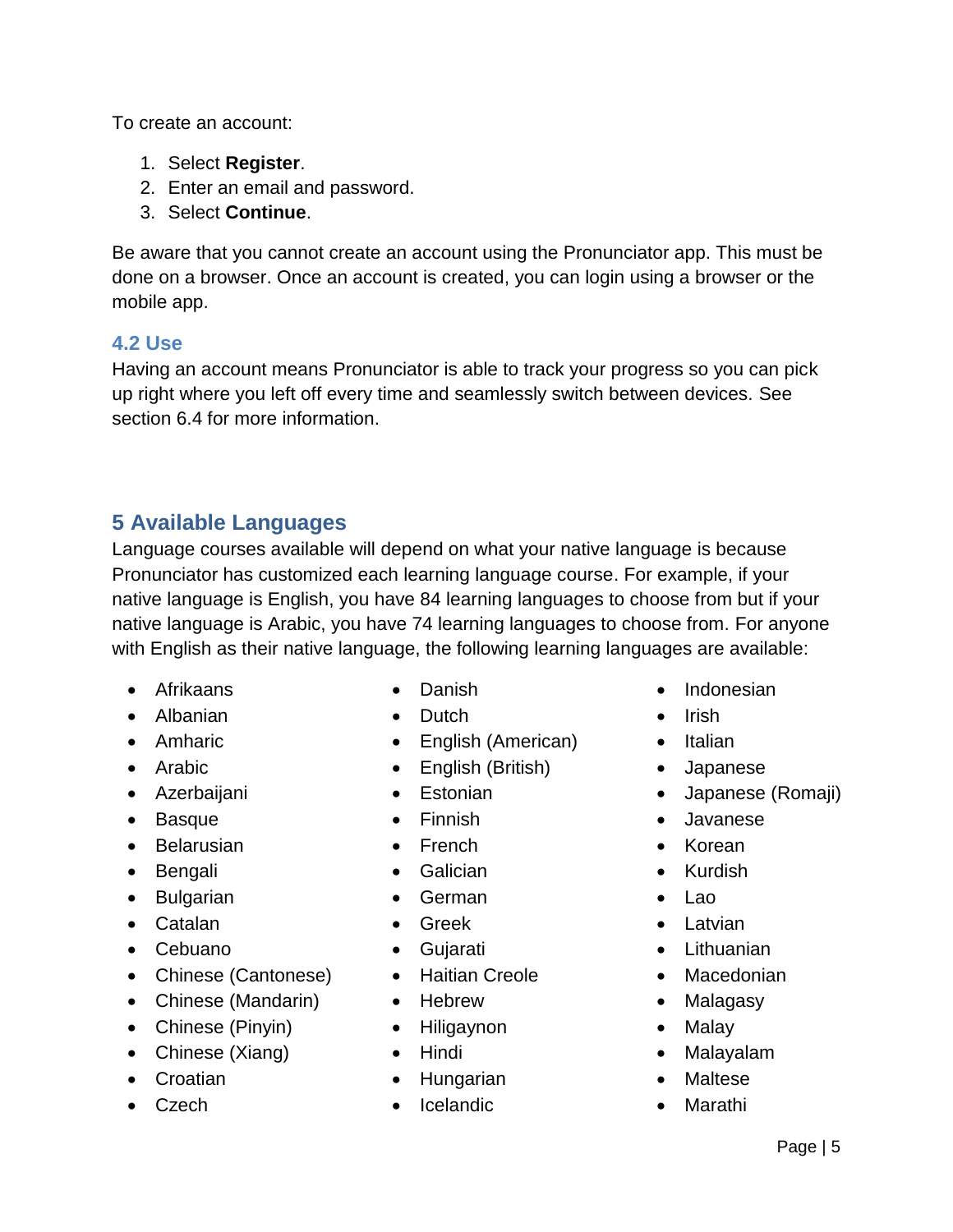To create an account:

1. Select **Register**.
2. Enter an email and password.
3. Select **Continue**.

Be aware that you cannot create an account using the Pronunciator app. This must be done on a browser. Once an account is created, you can login using a browser or the mobile app.

### 4.2 Use

Having an account means Pronunciator is able to track your progress so you can pick up right where you left off every time and seamlessly switch between devices. See section 6.4 for more information.

## 5 Available Languages

Language courses available will depend on what your native language is because Pronunciator has customized each learning language course. For example, if your native language is English, you have 84 learning languages to choose from but if your native language is Arabic, you have 74 learning languages to choose from. For anyone with English as their native language, the following learning languages are available:

- Afrikaans
- Albanian
- Amharic
- Arabic
- Azerbaijani
- Basque
- Belarusian
- Bengali
- Bulgarian
- Catalan
- Cebuano
- Chinese (Cantonese)
- Chinese (Mandarin)
- Chinese (Pinyin)
- Chinese (Xiang)
- Croatian
- Czech
- Danish
- Dutch
- English (American)
- English (British)
- Estonian
- Finnish
- French
- Galician
- German
- Greek
- Gujarati
- Haitian Creole
- Hebrew
- Hiligaynon
- Hindi
- Hungarian
- Icelandic
- Indonesian
- Irish
- Italian
- Japanese
- Japanese (Romaji)
- Javanese
- Korean
- Kurdish
- Lao
- Latvian
- Lithuanian
- Macedonian
- Malagasy
- Malay
- Malayalam
- Maltese
- Marathi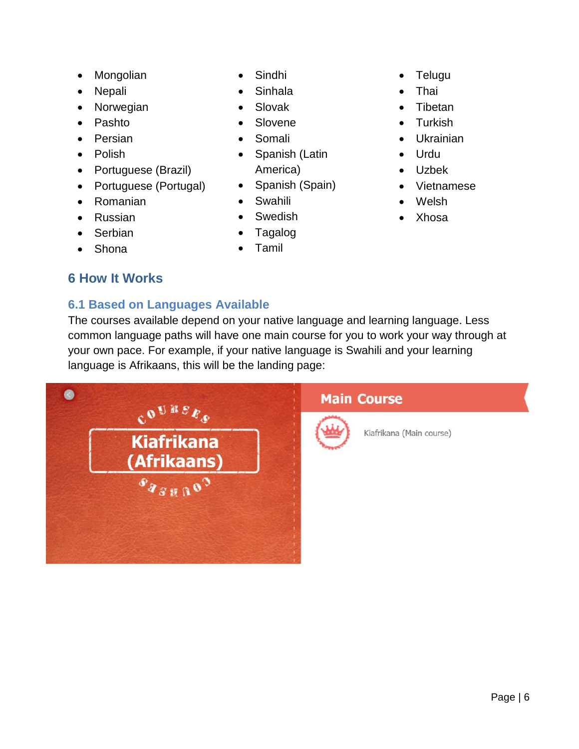- Mongolian
- Nepali
- Norwegian
- Pashto
- Persian
- Polish
- Portuguese (Brazil)
- Portuguese (Portugal)
- Romanian
- Russian
- Serbian
- Shona
- Sindhi
- Sinhala
- Slovak
- Slovene
- Somali
- Spanish (Latin America)
- Spanish (Spain)
- Swahili
- Swedish
- Tagalog
- Tamil
- Telugu
- Thai
- Tibetan
- Turkish
- Ukrainian
- Urdu
- Uzbek
- Vietnamese
- Welsh
- Xhosa

# 6 How It Works

## 6.1 Based on Languages Available

The courses available depend on your native language and learning language. Less common language paths will have one main course for you to work your way through at your own pace. For example, if your native language is Swahili and your learning language is Afrikaans, this will be the landing page: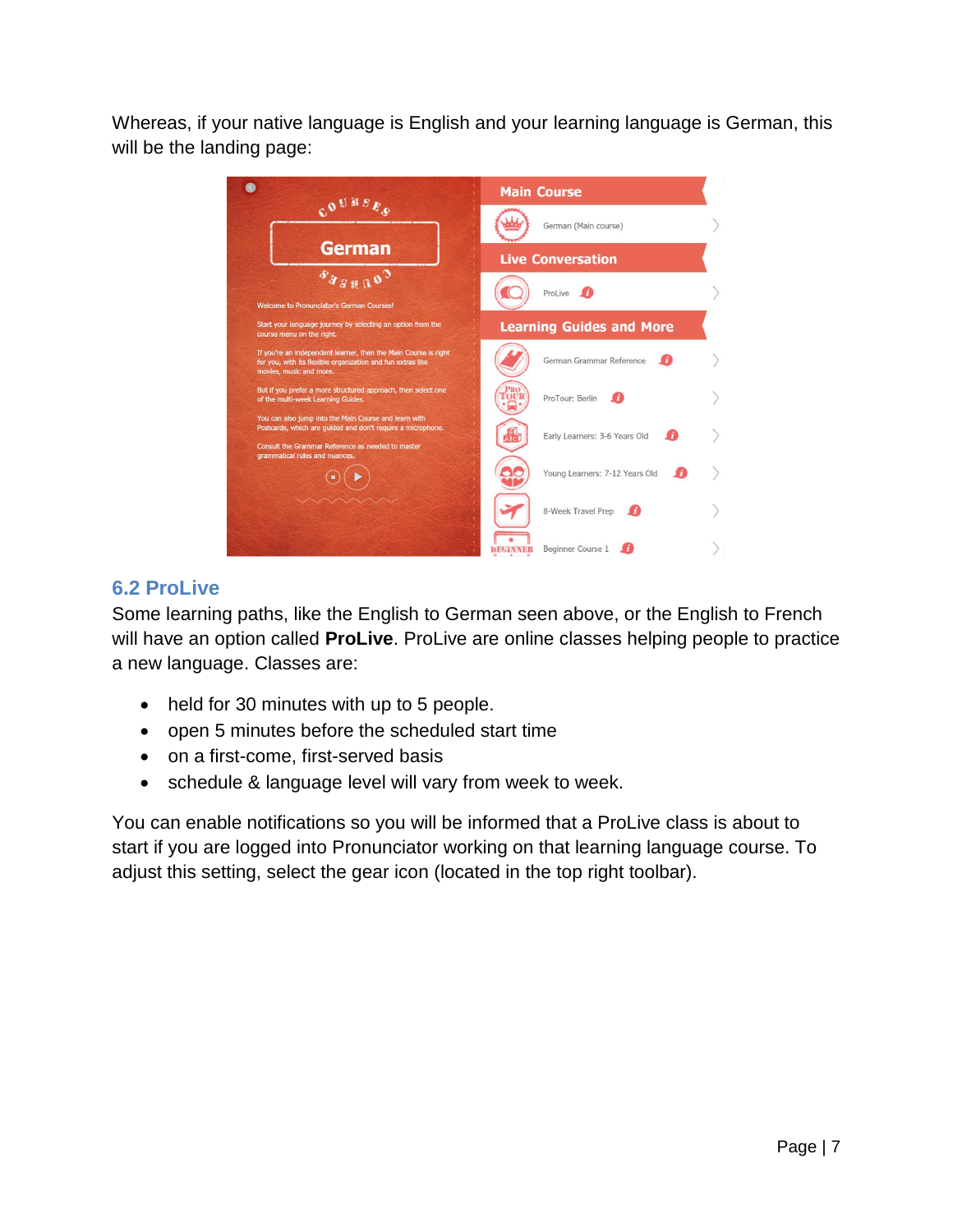Whereas, if your native language is English and your learning language is German, this will be the landing page:

## 6.2 ProLive

Some learning paths, like the English to German seen above, or the English to French will have an option called **ProLive**. ProLive are online classes helping people to practice a new language. Classes are:

- held for 30 minutes with up to 5 people.
- open 5 minutes before the scheduled start time
- on a first-come, first-served basis
- schedule & language level will vary from week to week.

You can enable notifications so you will be informed that a ProLive class is about to start if you are logged into Pronunciator working on that learning language course. To adjust this setting, select the gear icon (located in the top right toolbar).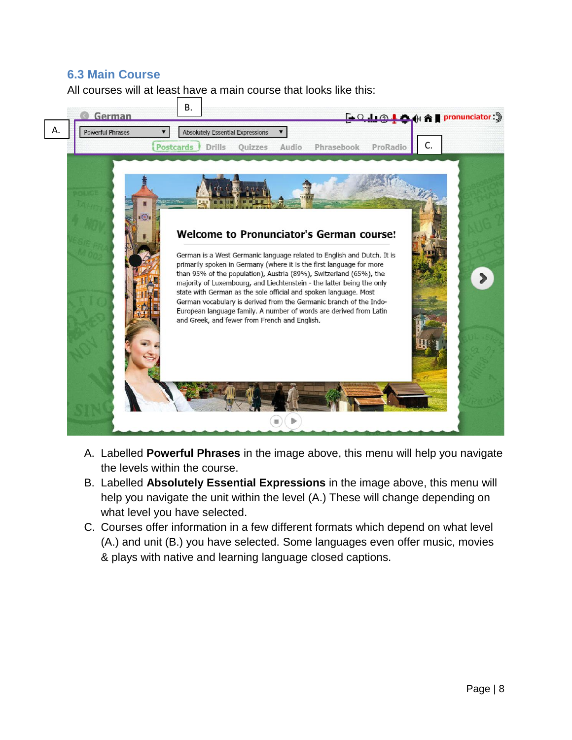## 6.3 Main Course

All courses will at least have a main course that looks like this:

A. Labelled **Powerful Phrases** in the image above, this menu will help you navigate the levels within the course.

B. Labelled **Absolutely Essential Expressions** in the image above, this menu will help you navigate the unit within the level (A.) These will change depending on what level you have selected.

C. Courses offer information in a few different formats which depend on what level (A.) and unit (B.) you have selected. Some languages even offer music, movies & plays with native and learning language closed captions.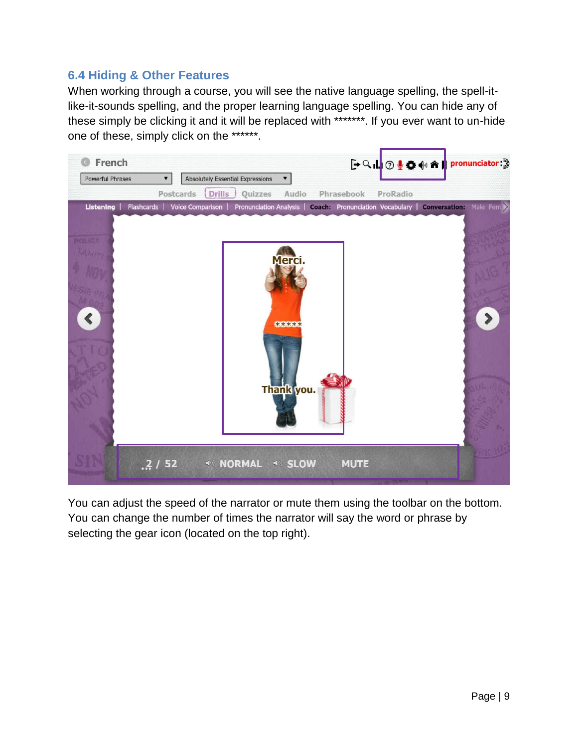## 6.4 Hiding & Other Features

When working through a course, you will see the native language spelling, the spell-it-like-it-sounds spelling, and the proper learning language spelling. You can hide any of these simply be clicking it and it will be replaced with *******. If you ever want to un-hide one of these, simply click on the ******.

You can adjust the speed of the narrator or mute them using the toolbar on the bottom. You can change the number of times the narrator will say the word or phrase by selecting the gear icon (located on the top right).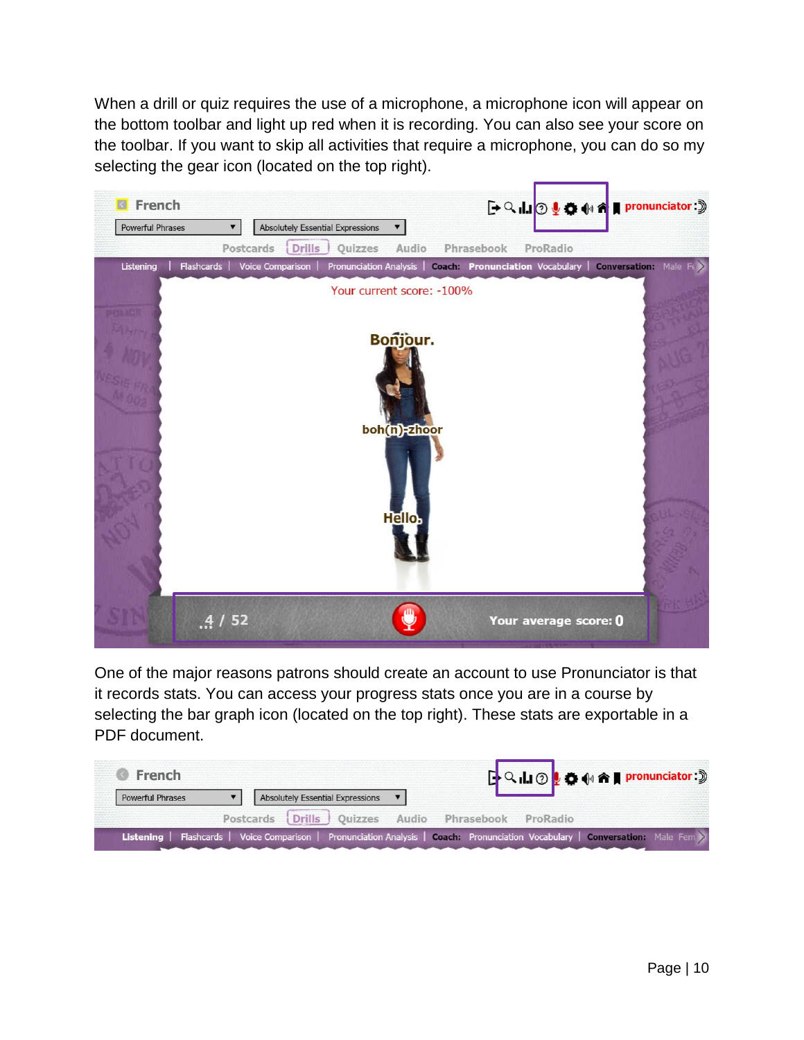When a drill or quiz requires the use of a microphone, a microphone icon will appear on the bottom toolbar and light up red when it is recording. You can also see your score on the toolbar. If you want to skip all activities that require a microphone, you can do so my selecting the gear icon (located on the top right).

One of the major reasons patrons should create an account to use Pronunciator is that it records stats. You can access your progress stats once you are in a course by selecting the bar graph icon (located on the top right). These stats are exportable in a PDF document.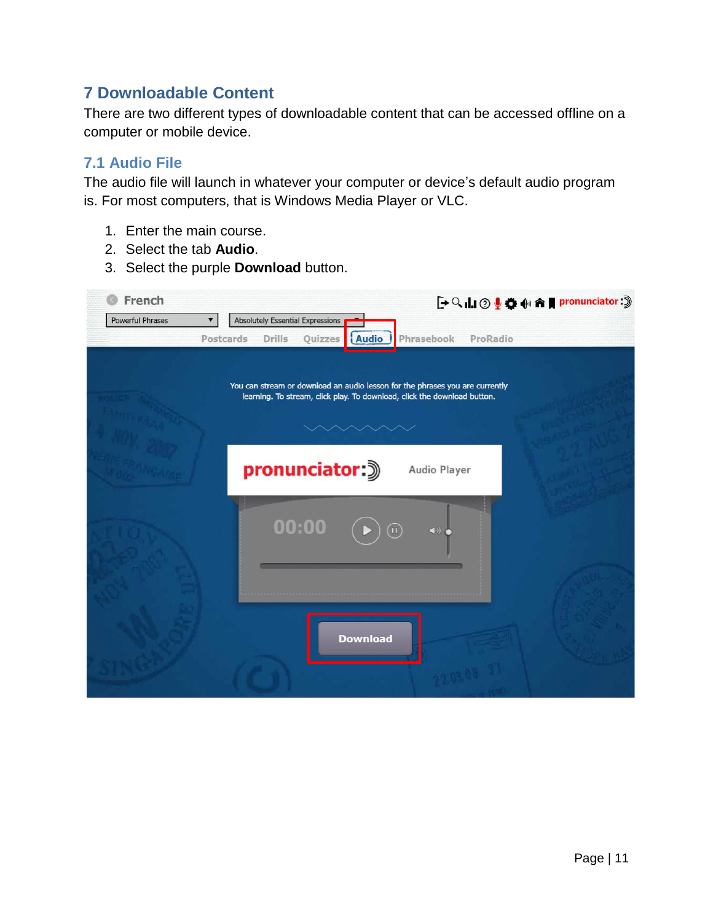# 7 Downloadable Content

There are two different types of downloadable content that can be accessed offline on a computer or mobile device.

## 7.1 Audio File

The audio file will launch in whatever your computer or device's default audio program is. For most computers, that is Windows Media Player or VLC.

1. Enter the main course.
2. Select the tab **Audio**.
3. Select the purple **Download** button.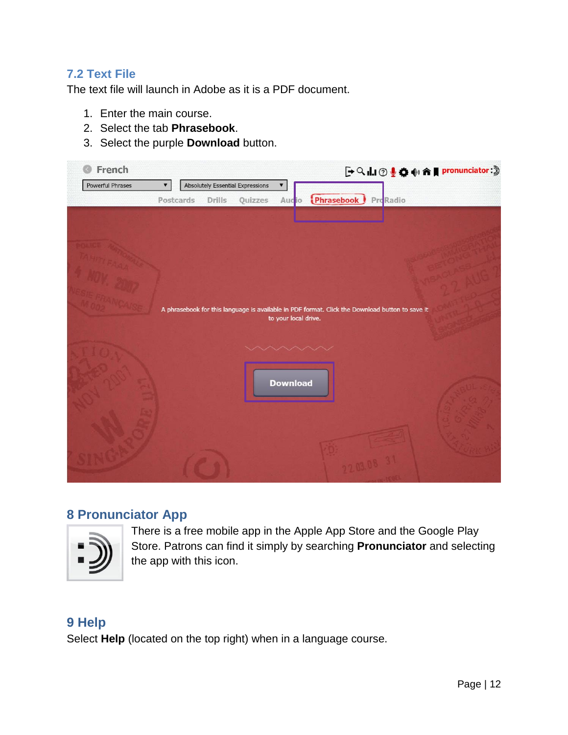## 7.2 Text File

The text file will launch in Adobe as it is a PDF document.

1. Enter the main course.
2. Select the tab **Phrasebook**.
3. Select the purple **Download** button.

# 8 Pronunciator App

There is a free mobile app in the Apple App Store and the Google Play Store. Patrons can find it simply by searching **Pronunciator** and selecting the app with this icon.

# 9 Help

Select **Help** (located on the top right) when in a language course.